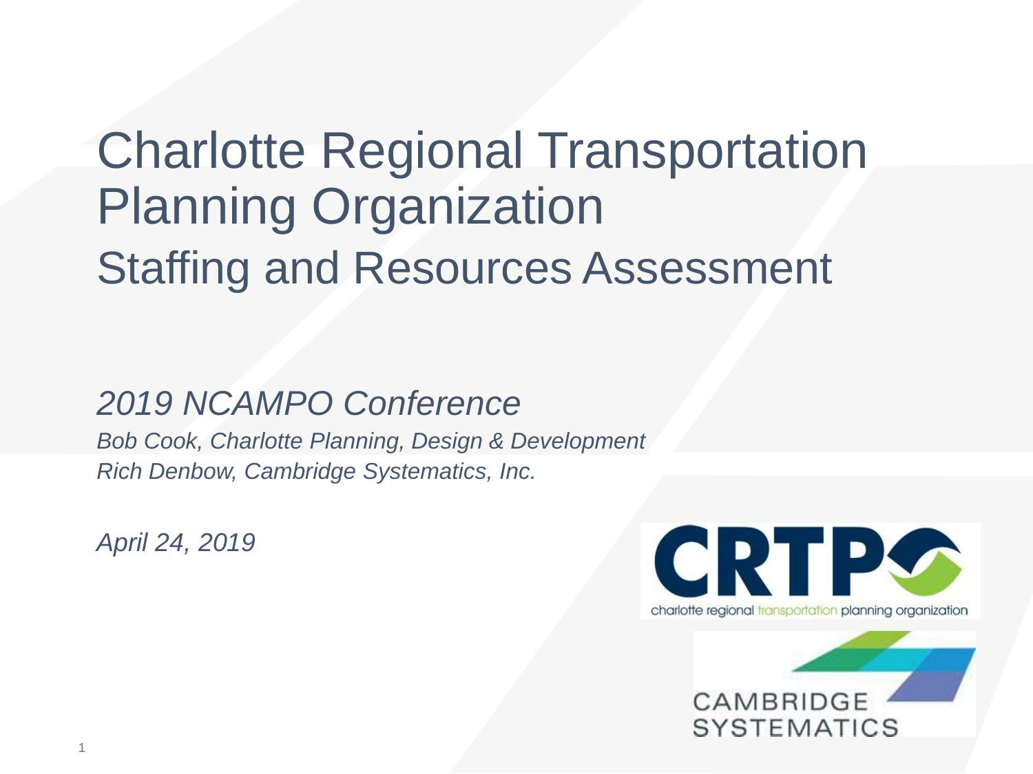# Charlotte Regional Transportation Planning Organization

## Staffing and Resources Assessment

*2019 NCAMPO Conference*

*Bob Cook, Charlotte Planning, Design & Development*

*Rich Denbow, Cambridge Systematics, Inc.*

*April 24, 2019*

CRTPO

charlotte regional transportation planning organization

CAMBRIDGE SYSTEMATICS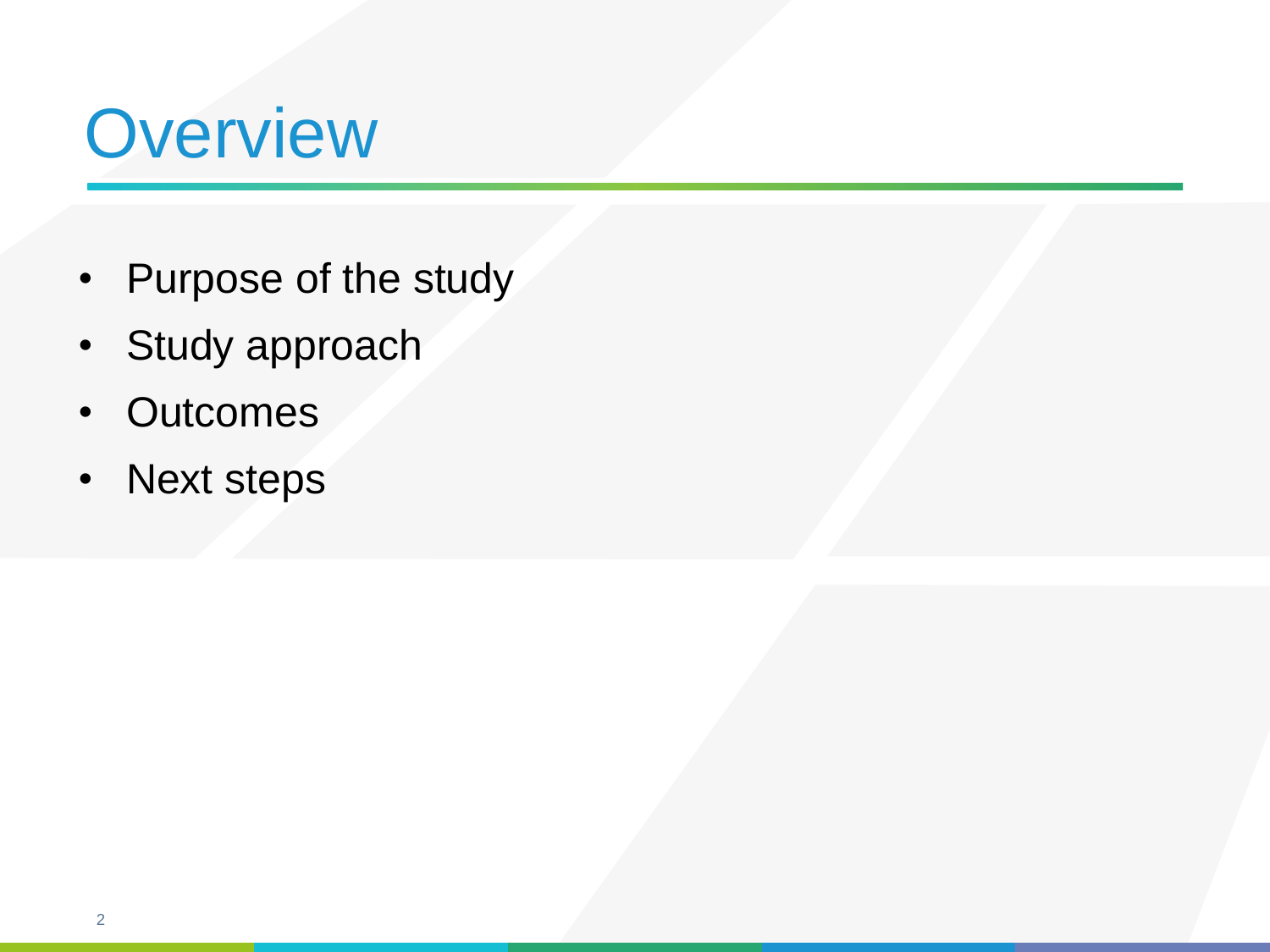# Overview

- Purpose of the study
- Study approach
- Outcomes
- Next steps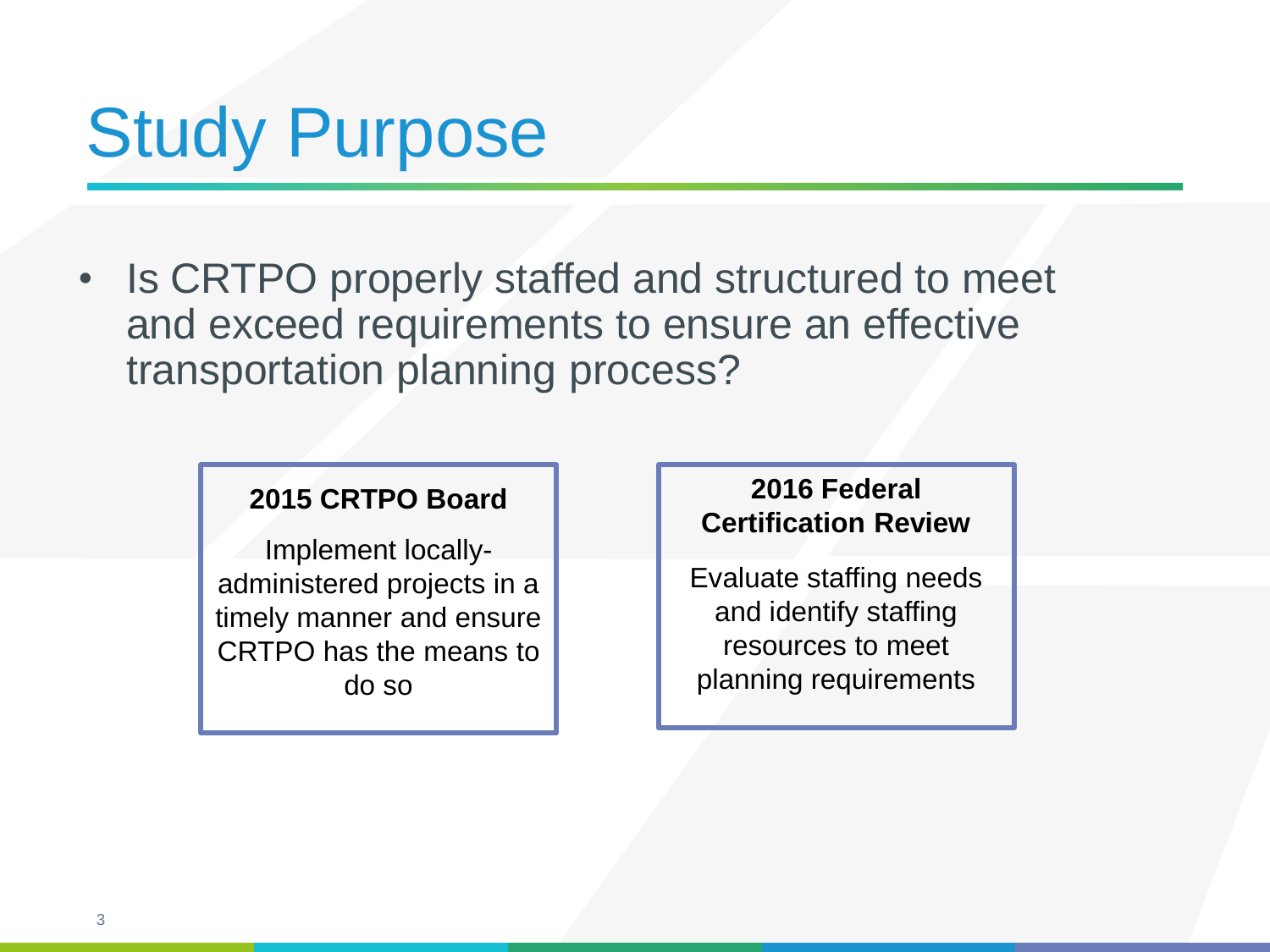# Study Purpose

- Is CRTPO properly staffed and structured to meet and exceed requirements to ensure an effective transportation planning process?

**2015 CRTPO Board**

Implement locally-administered projects in a timely manner and ensure CRTPO has the means to do so

**2016 Federal Certification Review**

Evaluate staffing needs and identify staffing resources to meet planning requirements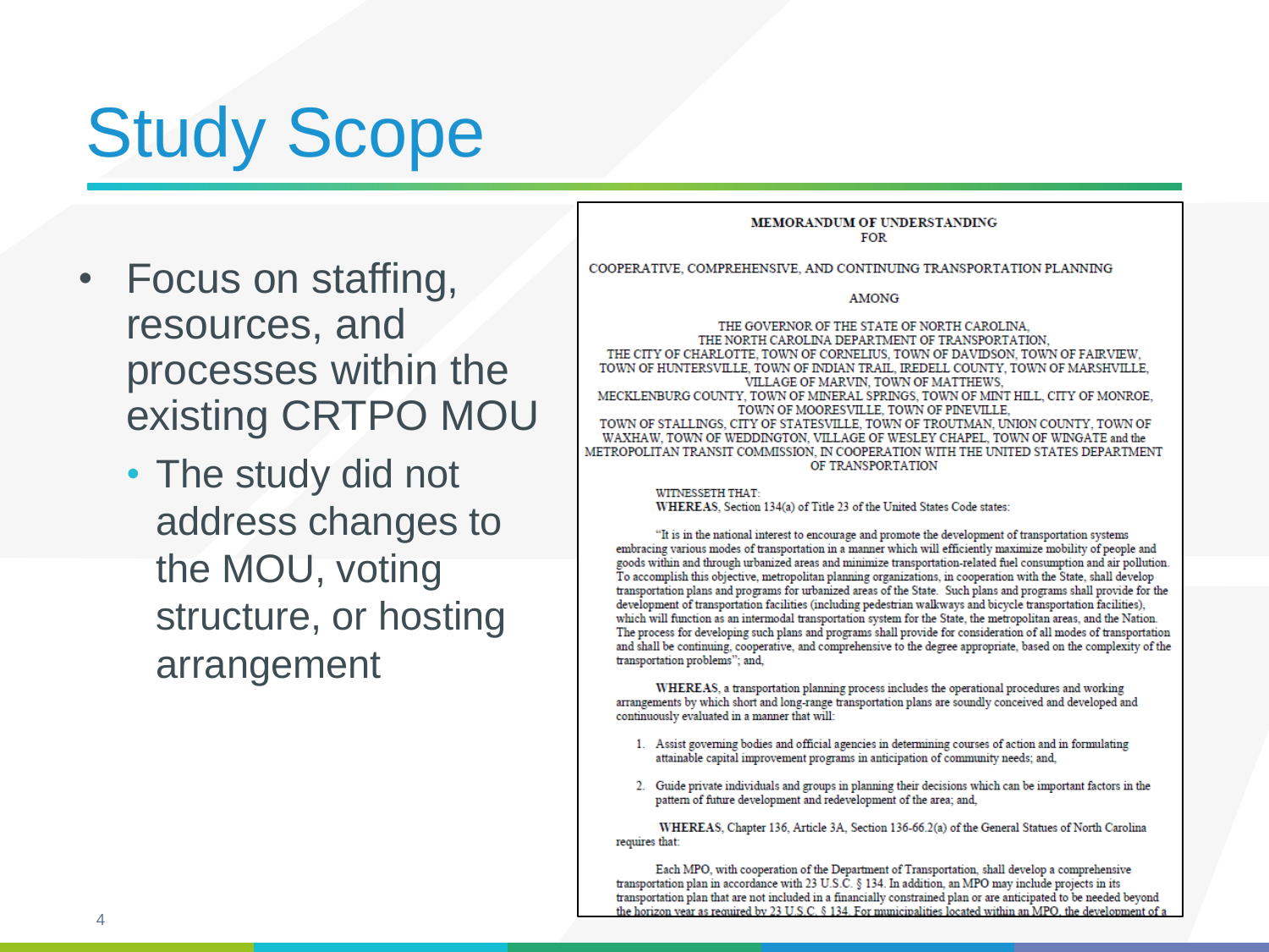# Study Scope

- Focus on staffing, resources, and processes within the existing CRTPO MOU
  - The study did not address changes to the MOU, voting structure, or hosting arrangement

**MEMORANDUM OF UNDERSTANDING**
FOR

COOPERATIVE, COMPREHENSIVE, AND CONTINUING TRANSPORTATION PLANNING

AMONG

THE GOVERNOR OF THE STATE OF NORTH CAROLINA,
THE NORTH CAROLINA DEPARTMENT OF TRANSPORTATION,
THE CITY OF CHARLOTTE, TOWN OF CORNELIUS, TOWN OF DAVIDSON, TOWN OF FAIRVIEW,
TOWN OF HUNTERSVILLE, TOWN OF INDIAN TRAIL, IREDELL COUNTY, TOWN OF MARSHVILLE,
VILLAGE OF MARVIN, TOWN OF MATTHEWS,
MECKLENBURG COUNTY, TOWN OF MINERAL SPRINGS, TOWN OF MINT HILL, CITY OF MONROE,
TOWN OF MOORESVILLE, TOWN OF PINEVILLE,
TOWN OF STALLINGS, CITY OF STATESVILLE, TOWN OF TROUTMAN, UNION COUNTY, TOWN OF WAXHAW, TOWN OF WEDDINGTON, VILLAGE OF WESLEY CHAPEL, TOWN OF WINGATE and the METROPOLITAN TRANSIT COMMISSION, IN COOPERATION WITH THE UNITED STATES DEPARTMENT OF TRANSPORTATION

WITNESSETH THAT:
**WHEREAS**, Section 134(a) of Title 23 of the United States Code states:

"It is in the national interest to encourage and promote the development of transportation systems embracing various modes of transportation in a manner which will efficiently maximize mobility of people and goods within and through urbanized areas and minimize transportation-related fuel consumption and air pollution. To accomplish this objective, metropolitan planning organizations, in cooperation with the State, shall develop transportation plans and programs for urbanized areas of the State. Such plans and programs shall provide for the development of transportation facilities (including pedestrian walkways and bicycle transportation facilities), which will function as an intermodal transportation system for the State, the metropolitan areas, and the Nation. The process for developing such plans and programs shall provide for consideration of all modes of transportation and shall be continuing, cooperative, and comprehensive to the degree appropriate, based on the complexity of the transportation problems"; and,

**WHEREAS**, a transportation planning process includes the operational procedures and working arrangements by which short and long-range transportation plans are soundly conceived and developed and continuously evaluated in a manner that will:

1. Assist governing bodies and official agencies in determining courses of action and in formulating attainable capital improvement programs in anticipation of community needs; and,

2. Guide private individuals and groups in planning their decisions which can be important factors in the pattern of future development and redevelopment of the area; and,

**WHEREAS**, Chapter 136, Article 3A, Section 136-66.2(a) of the General Statues of North Carolina requires that:

Each MPO, with cooperation of the Department of Transportation, shall develop a comprehensive transportation plan in accordance with 23 U.S.C. § 134. In addition, an MPO may include projects in its transportation plan that are not included in a financially constrained plan or are anticipated to be needed beyond the horizon year as required by 23 U.S.C. § 134. For municipalities located within an MPO, the development of a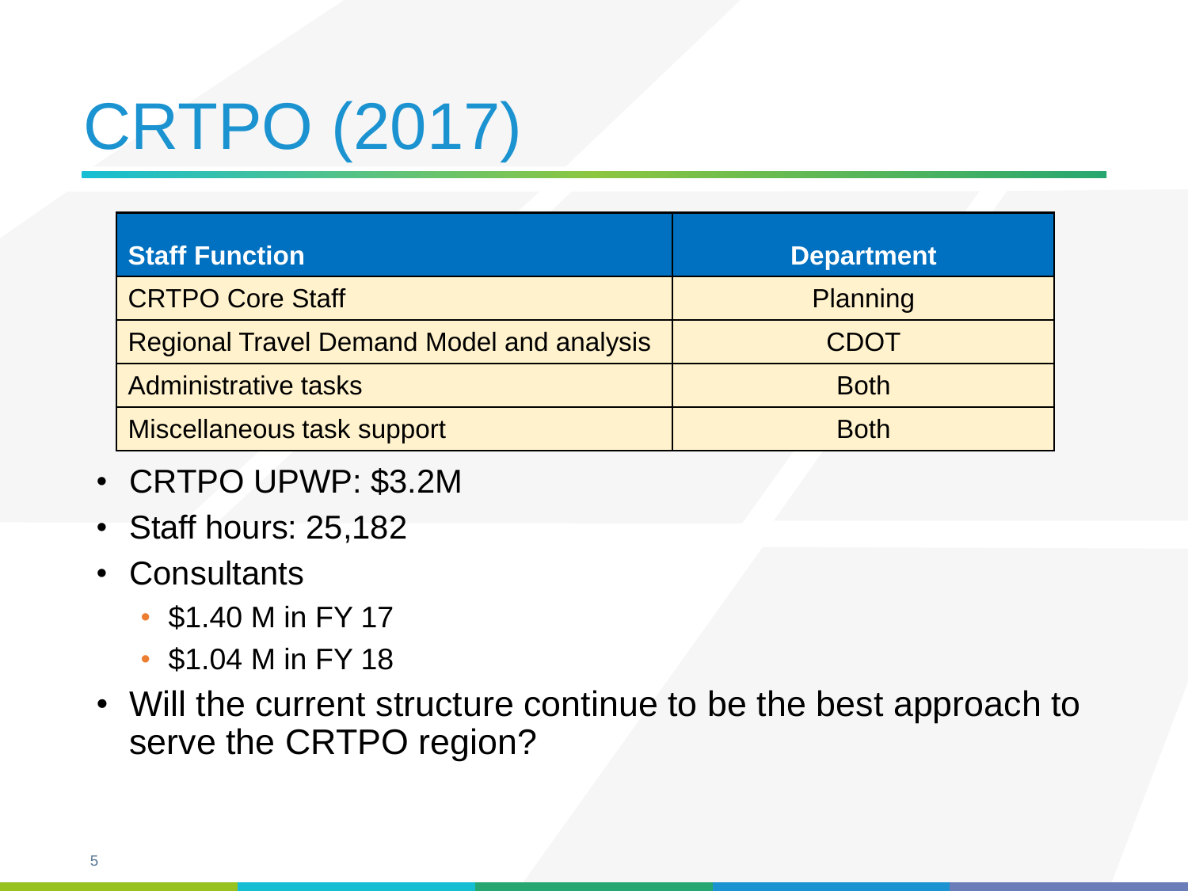# CRTPO (2017)

| Staff Function | Department |
|---|---|
| CRTPO Core Staff | Planning |
| Regional Travel Demand Model and analysis | CDOT |
| Administrative tasks | Both |
| Miscellaneous task support | Both |

- CRTPO UPWP: $3.2M
- Staff hours: 25,182
- Consultants
  - $1.40 M in FY 17
  - $1.04 M in FY 18
- Will the current structure continue to be the best approach to serve the CRTPO region?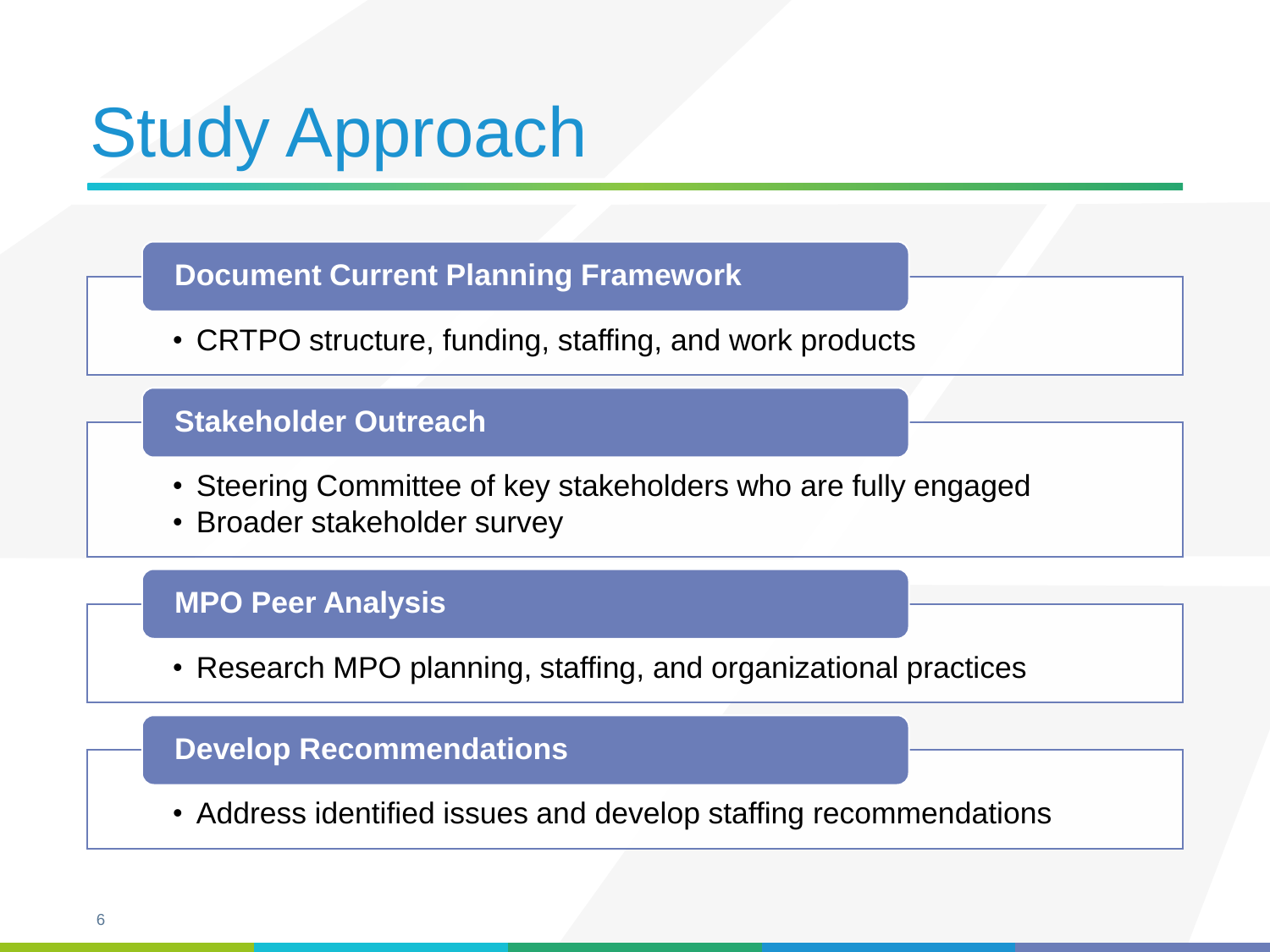# Study Approach

### Document Current Planning Framework

- CRTPO structure, funding, staffing, and work products

### Stakeholder Outreach

- Steering Committee of key stakeholders who are fully engaged
- Broader stakeholder survey

### MPO Peer Analysis

- Research MPO planning, staffing, and organizational practices

### Develop Recommendations

- Address identified issues and develop staffing recommendations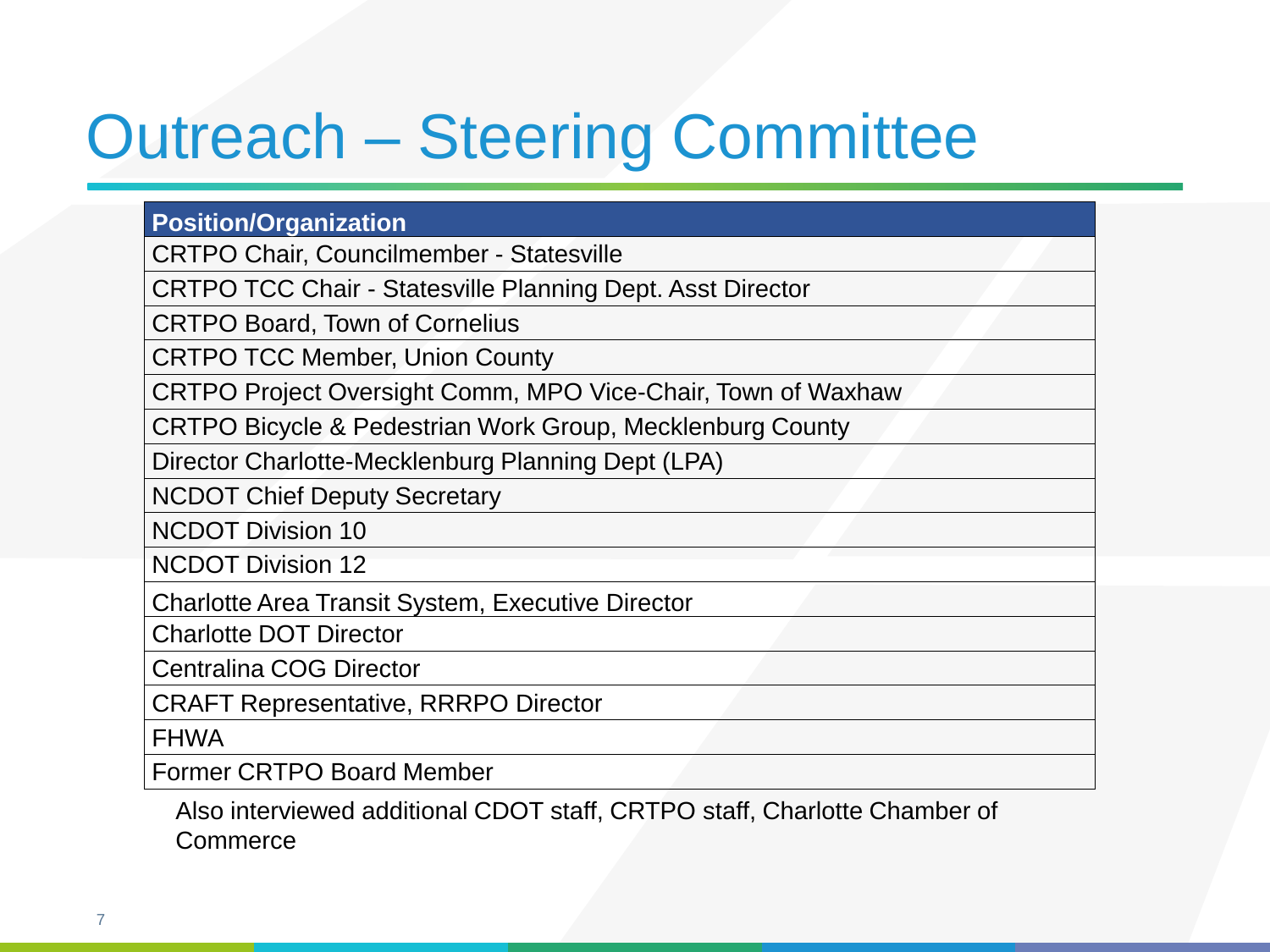# Outreach – Steering Committee

| Position/Organization |
|---|
| CRTPO Chair, Councilmember - Statesville |
| CRTPO TCC Chair - Statesville Planning Dept. Asst Director |
| CRTPO Board, Town of Cornelius |
| CRTPO TCC Member, Union County |
| CRTPO Project Oversight Comm, MPO Vice-Chair, Town of Waxhaw |
| CRTPO Bicycle & Pedestrian Work Group, Mecklenburg County |
| Director Charlotte-Mecklenburg Planning Dept (LPA) |
| NCDOT Chief Deputy Secretary |
| NCDOT Division 10 |
| NCDOT Division 12 |
| Charlotte Area Transit System, Executive Director |
| Charlotte DOT Director |
| Centralina COG Director |
| CRAFT Representative, RRRPO Director |
| FHWA |
| Former CRTPO Board Member |

Also interviewed additional CDOT staff, CRTPO staff, Charlotte Chamber of Commerce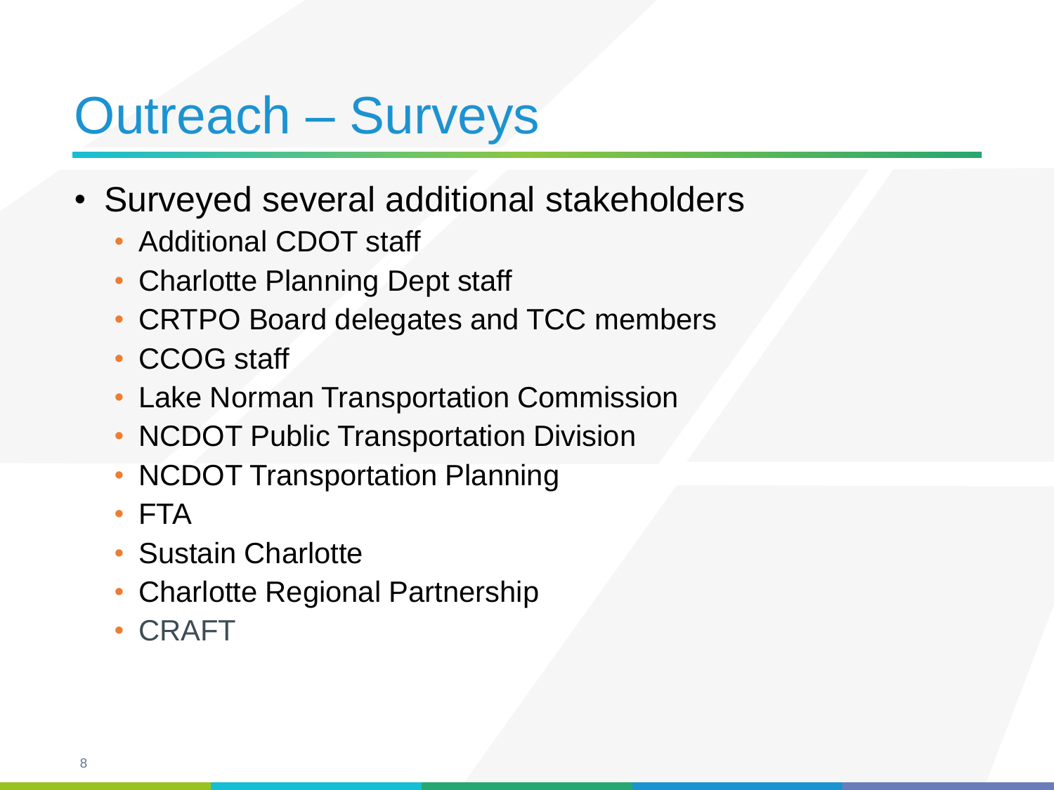# Outreach – Surveys

- Surveyed several additional stakeholders
  - Additional CDOT staff
  - Charlotte Planning Dept staff
  - CRTPO Board delegates and TCC members
  - CCOG staff
  - Lake Norman Transportation Commission
  - NCDOT Public Transportation Division
  - NCDOT Transportation Planning
  - FTA
  - Sustain Charlotte
  - Charlotte Regional Partnership
  - CRAFT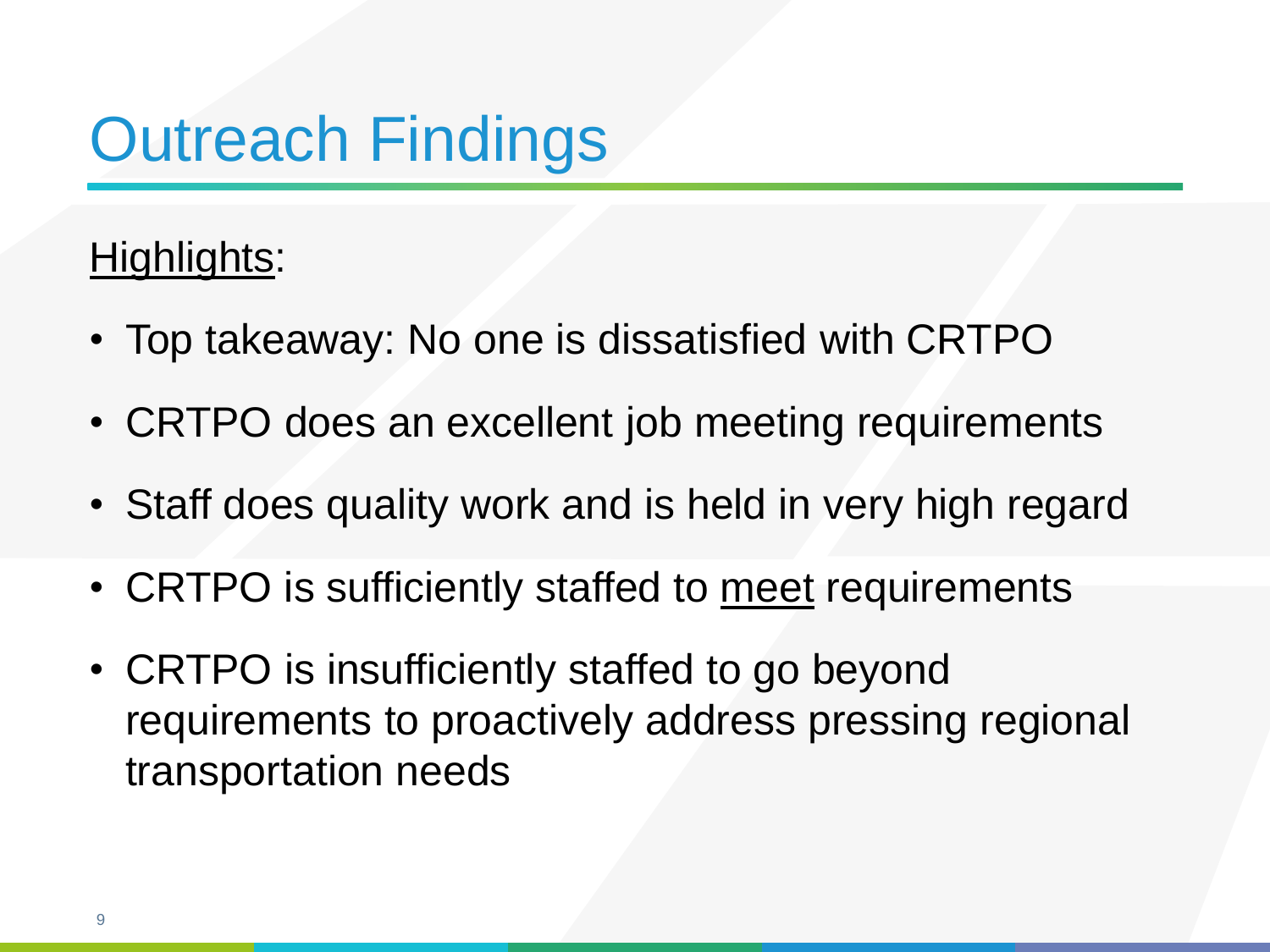# Outreach Findings

<u>Highlights</u>:

- Top takeaway: No one is dissatisfied with CRTPO
- CRTPO does an excellent job meeting requirements
- Staff does quality work and is held in very high regard
- CRTPO is sufficiently staffed to <u>meet</u> requirements
- CRTPO is insufficiently staffed to go beyond requirements to proactively address pressing regional transportation needs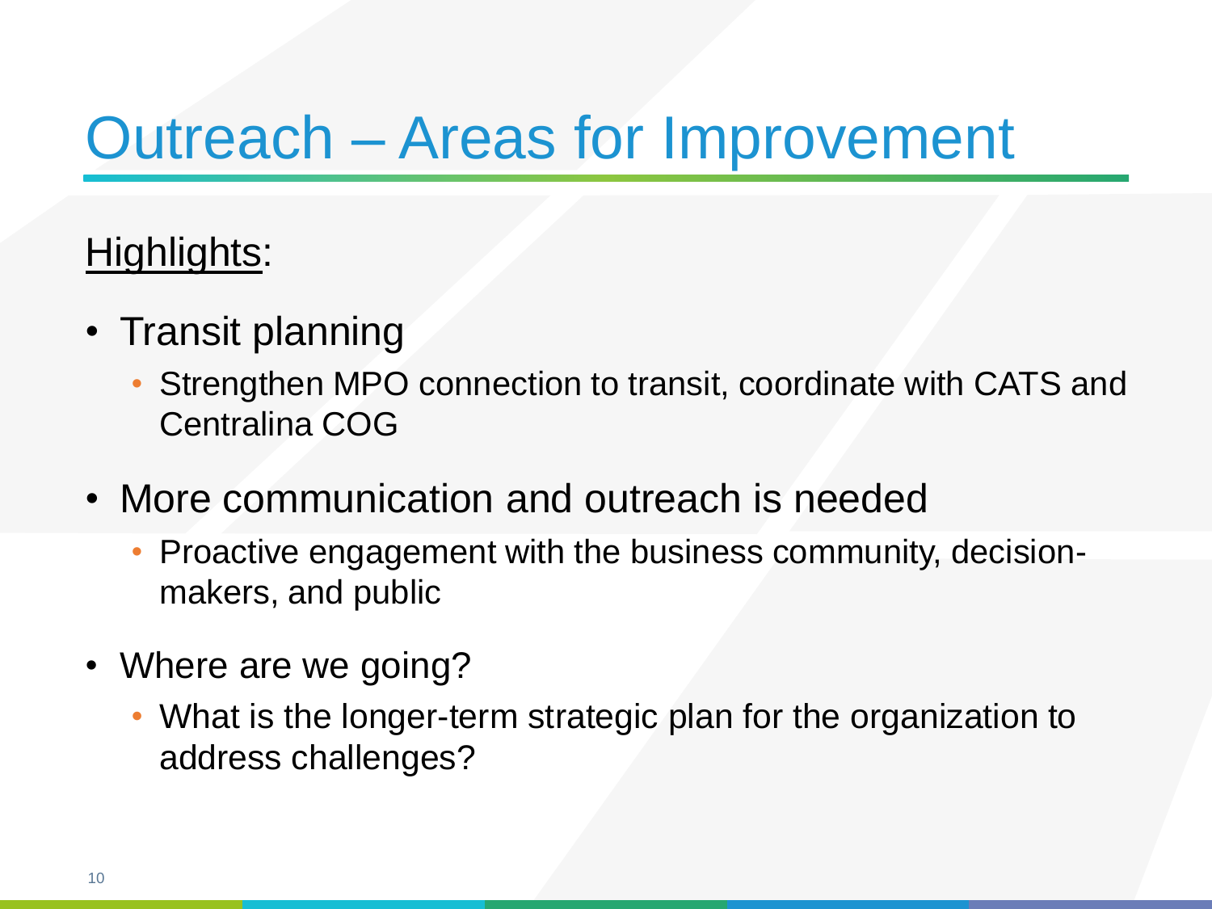# Outreach – Areas for Improvement

Highlights:

- Transit planning
  - Strengthen MPO connection to transit, coordinate with CATS and Centralina COG
- More communication and outreach is needed
  - Proactive engagement with the business community, decision-makers, and public
- Where are we going?
  - What is the longer-term strategic plan for the organization to address challenges?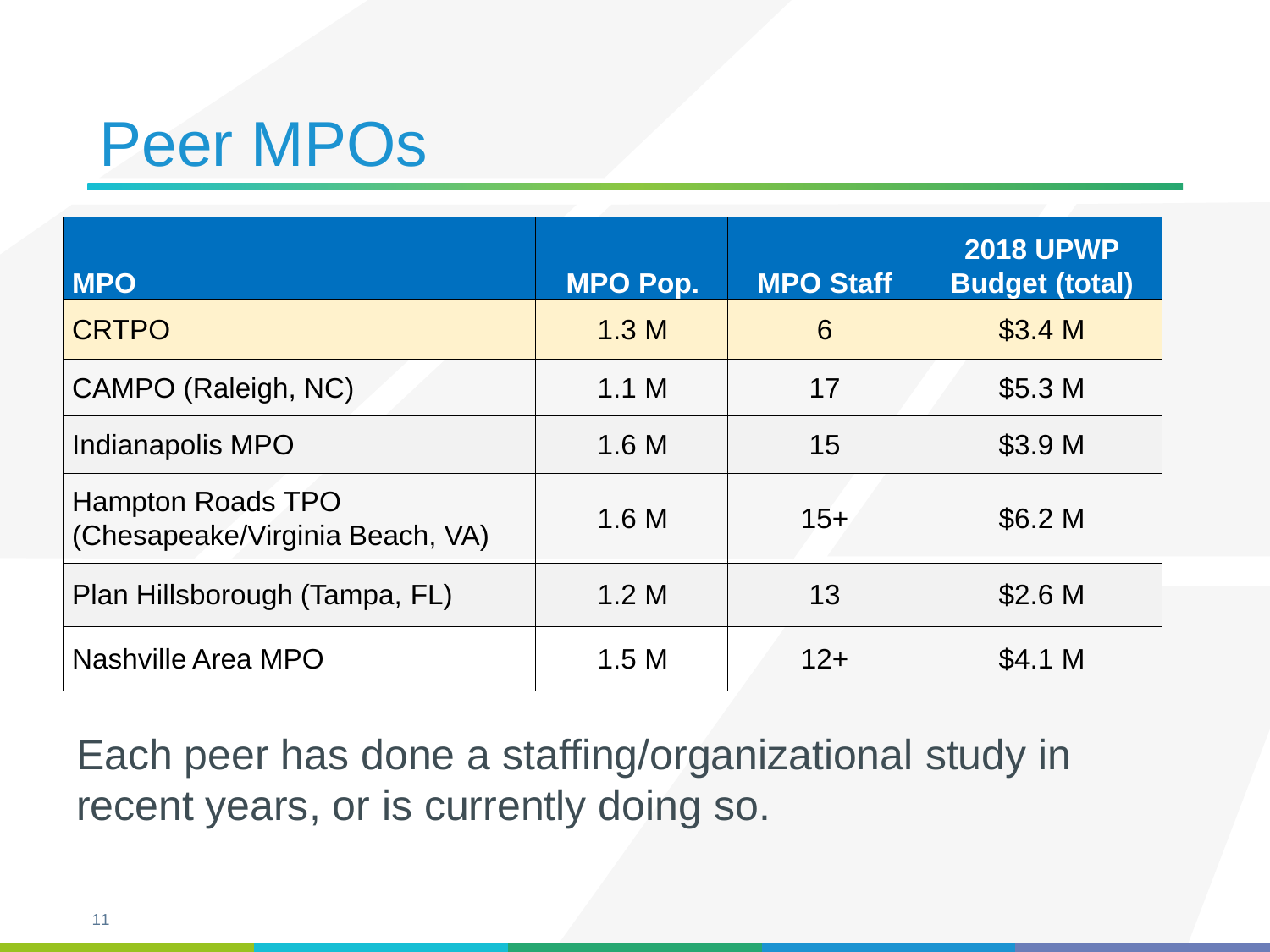# Peer MPOs

| MPO | MPO Pop. | MPO Staff | 2018 UPWP Budget (total) |
| --- | --- | --- | --- |
| CRTPO | 1.3 M | 6 | $3.4 M |
| CAMPO (Raleigh, NC) | 1.1 M | 17 | $5.3 M |
| Indianapolis MPO | 1.6 M | 15 | $3.9 M |
| Hampton Roads TPO (Chesapeake/Virginia Beach, VA) | 1.6 M | 15+ | $6.2 M |
| Plan Hillsborough (Tampa, FL) | 1.2 M | 13 | $2.6 M |
| Nashville Area MPO | 1.5 M | 12+ | $4.1 M |

Each peer has done a staffing/organizational study in recent years, or is currently doing so.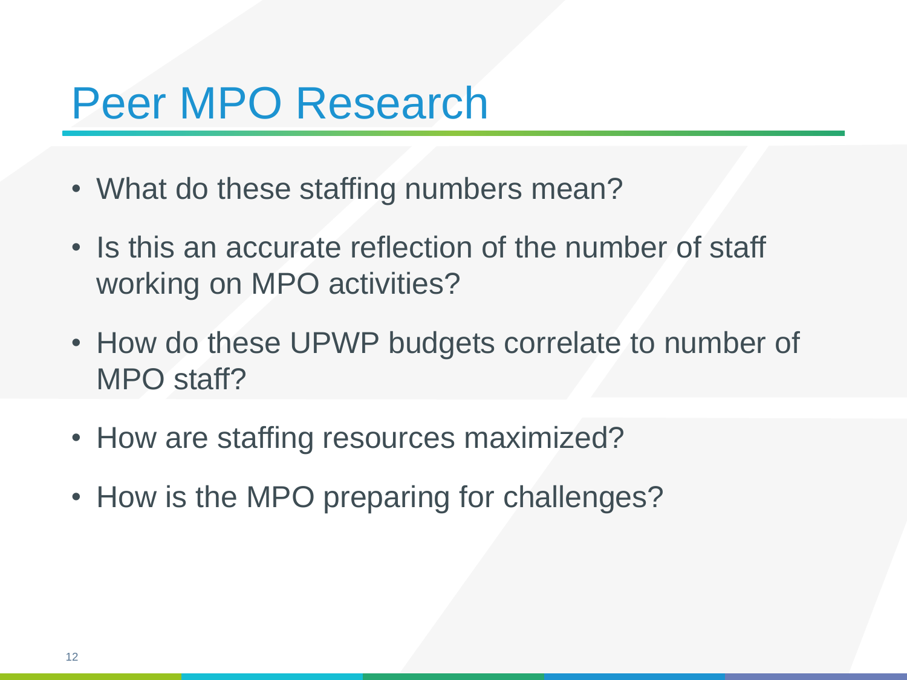# Peer MPO Research

- What do these staffing numbers mean?
- Is this an accurate reflection of the number of staff working on MPO activities?
- How do these UPWP budgets correlate to number of MPO staff?
- How are staffing resources maximized?
- How is the MPO preparing for challenges?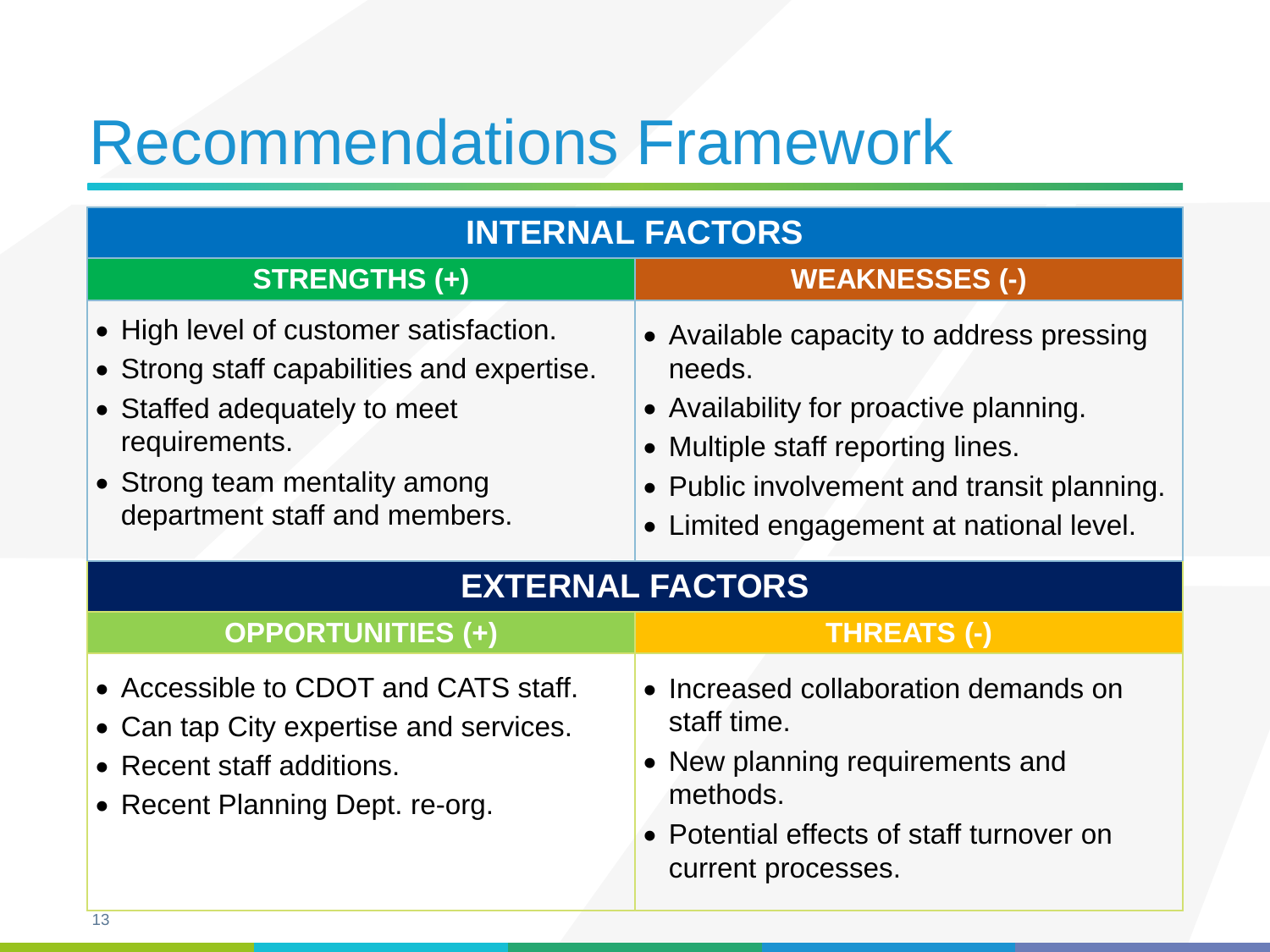# Recommendations Framework

| INTERNAL FACTORS | |
|---|---|
| **STRENGTHS (+)** | **WEAKNESSES (-)** |
| • High level of customer satisfaction.<br>• Strong staff capabilities and expertise.<br>• Staffed adequately to meet requirements.<br>• Strong team mentality among department staff and members. | • Available capacity to address pressing needs.<br>• Availability for proactive planning.<br>• Multiple staff reporting lines.<br>• Public involvement and transit planning.<br>• Limited engagement at national level. |
| **EXTERNAL FACTORS** | |
| **OPPORTUNITIES (+)** | **THREATS (-)** |
| • Accessible to CDOT and CATS staff.<br>• Can tap City expertise and services.<br>• Recent staff additions.<br>• Recent Planning Dept. re-org. | • Increased collaboration demands on staff time.<br>• New planning requirements and methods.<br>• Potential effects of staff turnover on current processes. |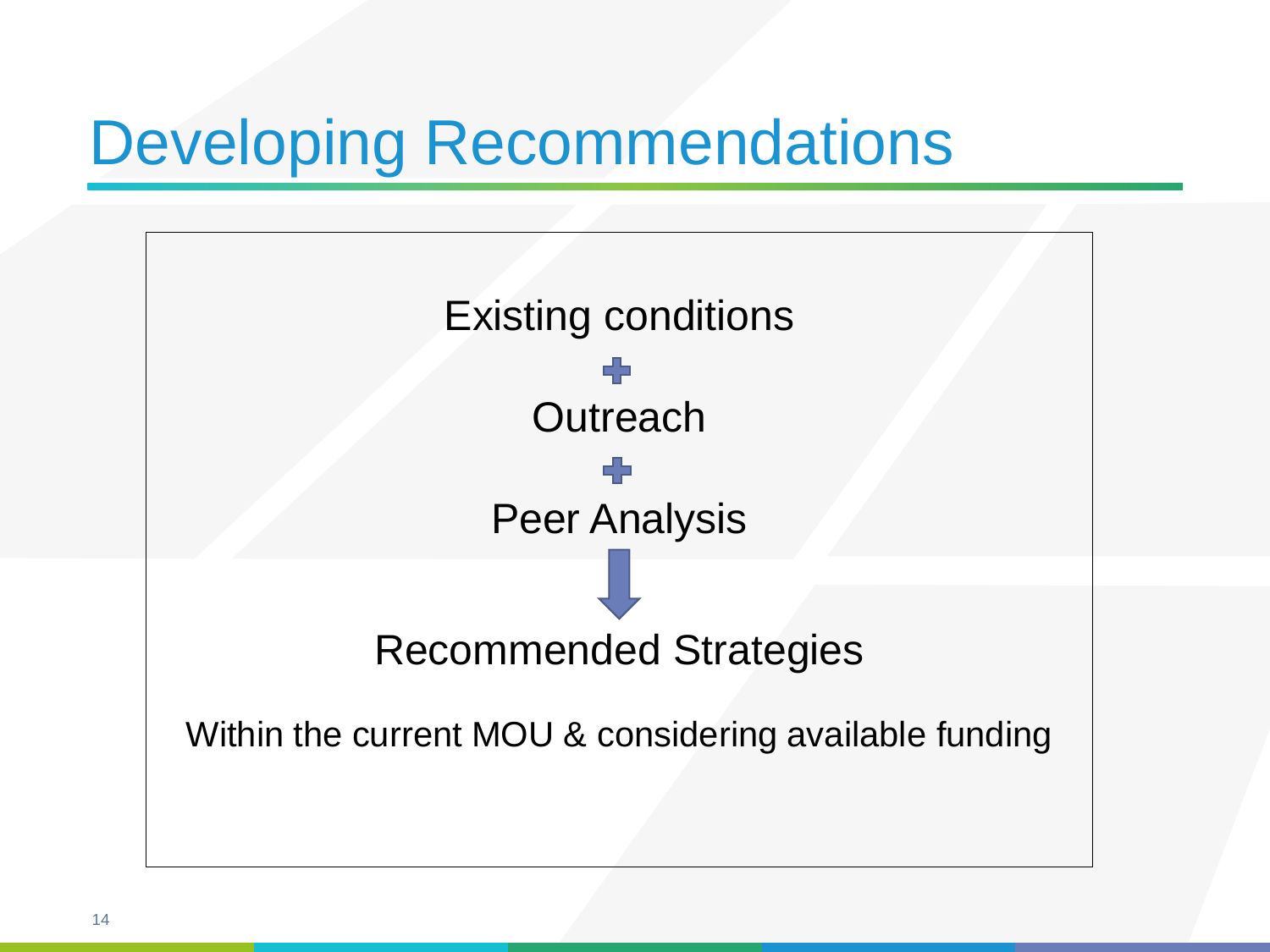# Developing Recommendations

Existing conditions

+

Outreach

+

Peer Analysis

↓

Recommended Strategies

Within the current MOU & considering available funding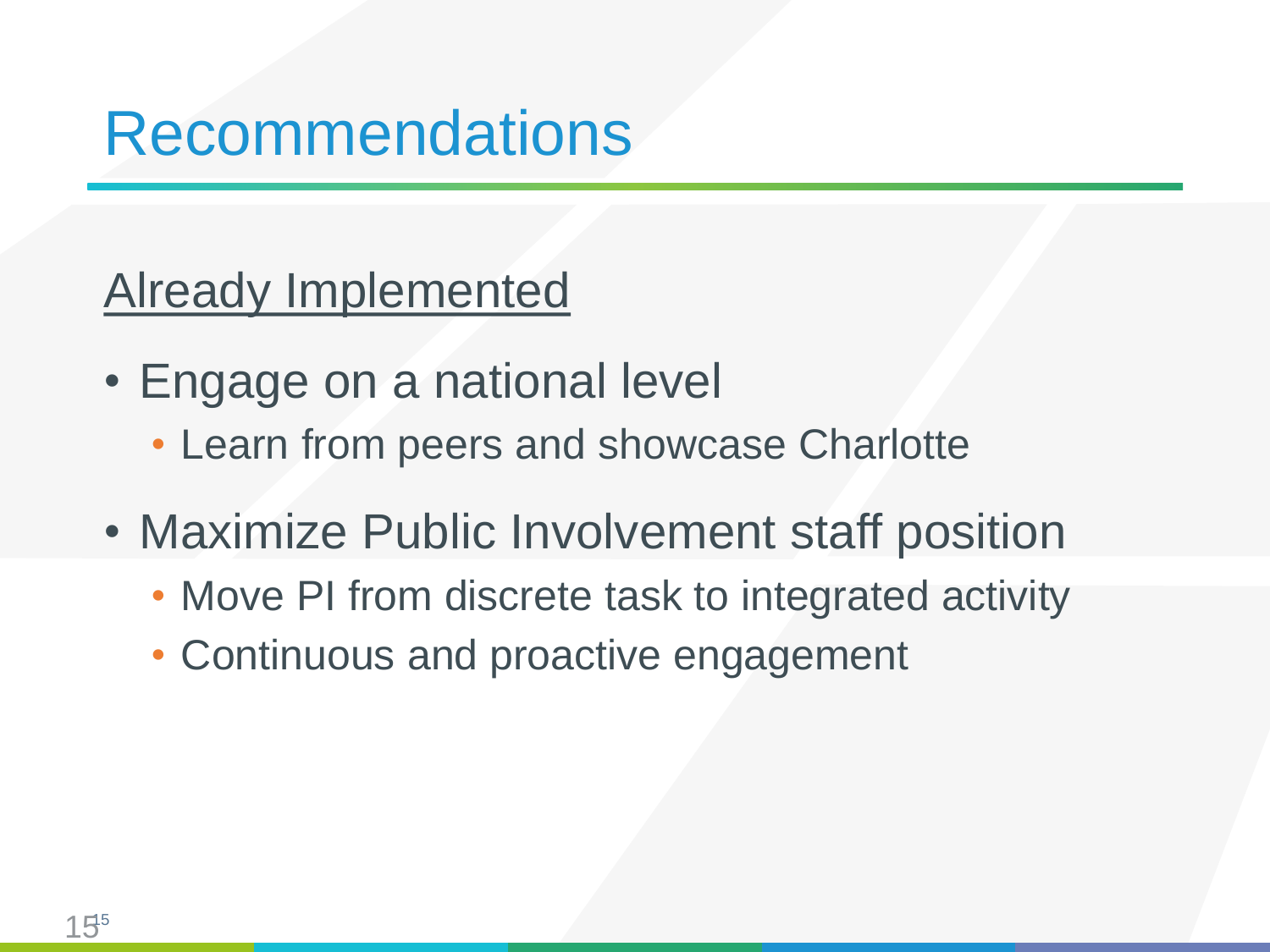# Recommendations

<u>Already Implemented</u>

- Engage on a national level
  - Learn from peers and showcase Charlotte
- Maximize Public Involvement staff position
  - Move PI from discrete task to integrated activity
  - Continuous and proactive engagement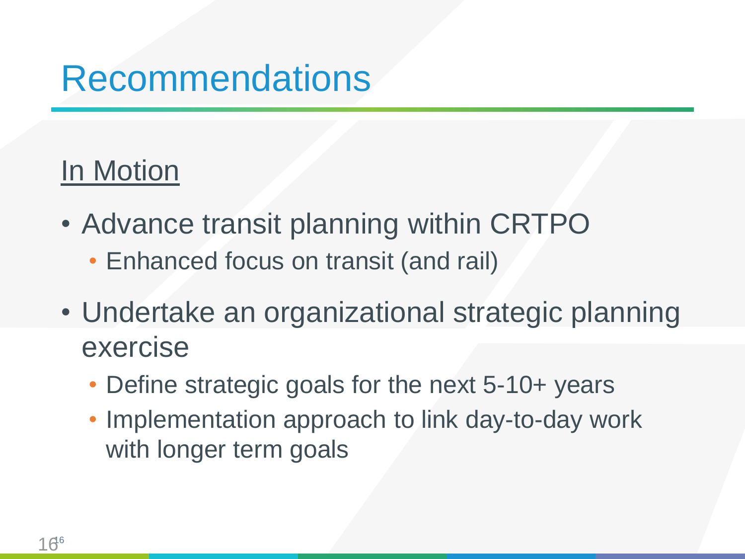# Recommendations

## In Motion

- Advance transit planning within CRTPO
  - Enhanced focus on transit (and rail)
- Undertake an organizational strategic planning exercise
  - Define strategic goals for the next 5-10+ years
  - Implementation approach to link day-to-day work with longer term goals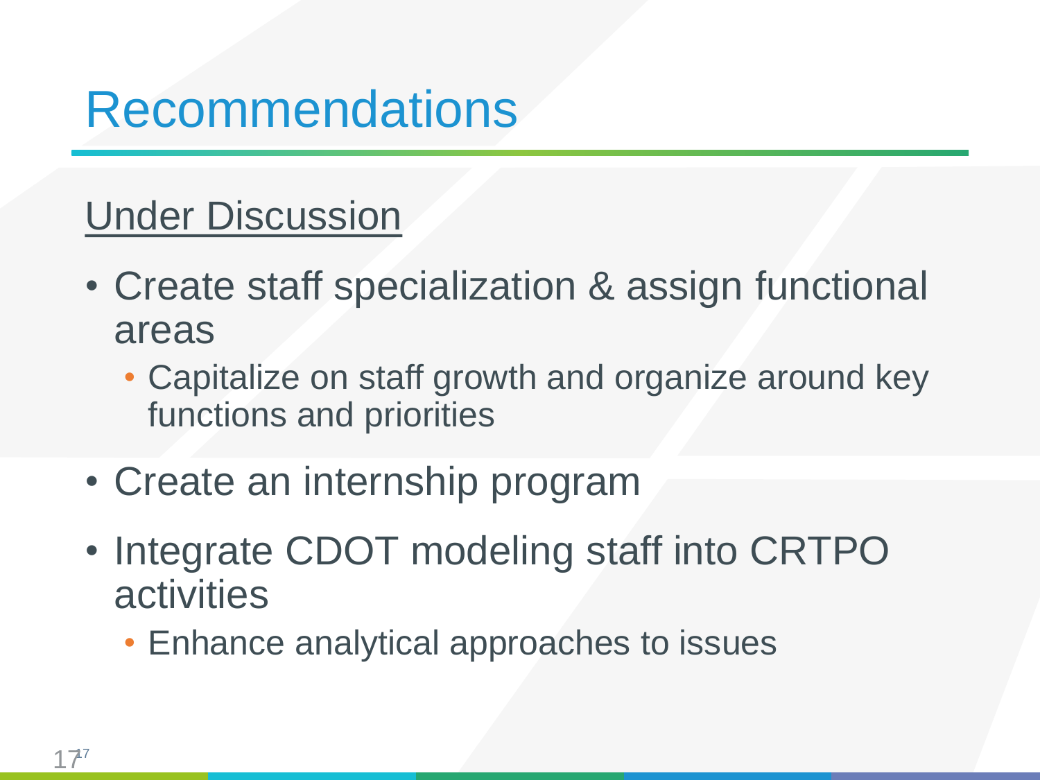# Recommendations

Under Discussion

- Create staff specialization & assign functional areas
  - Capitalize on staff growth and organize around key functions and priorities
- Create an internship program
- Integrate CDOT modeling staff into CRTPO activities
  - Enhance analytical approaches to issues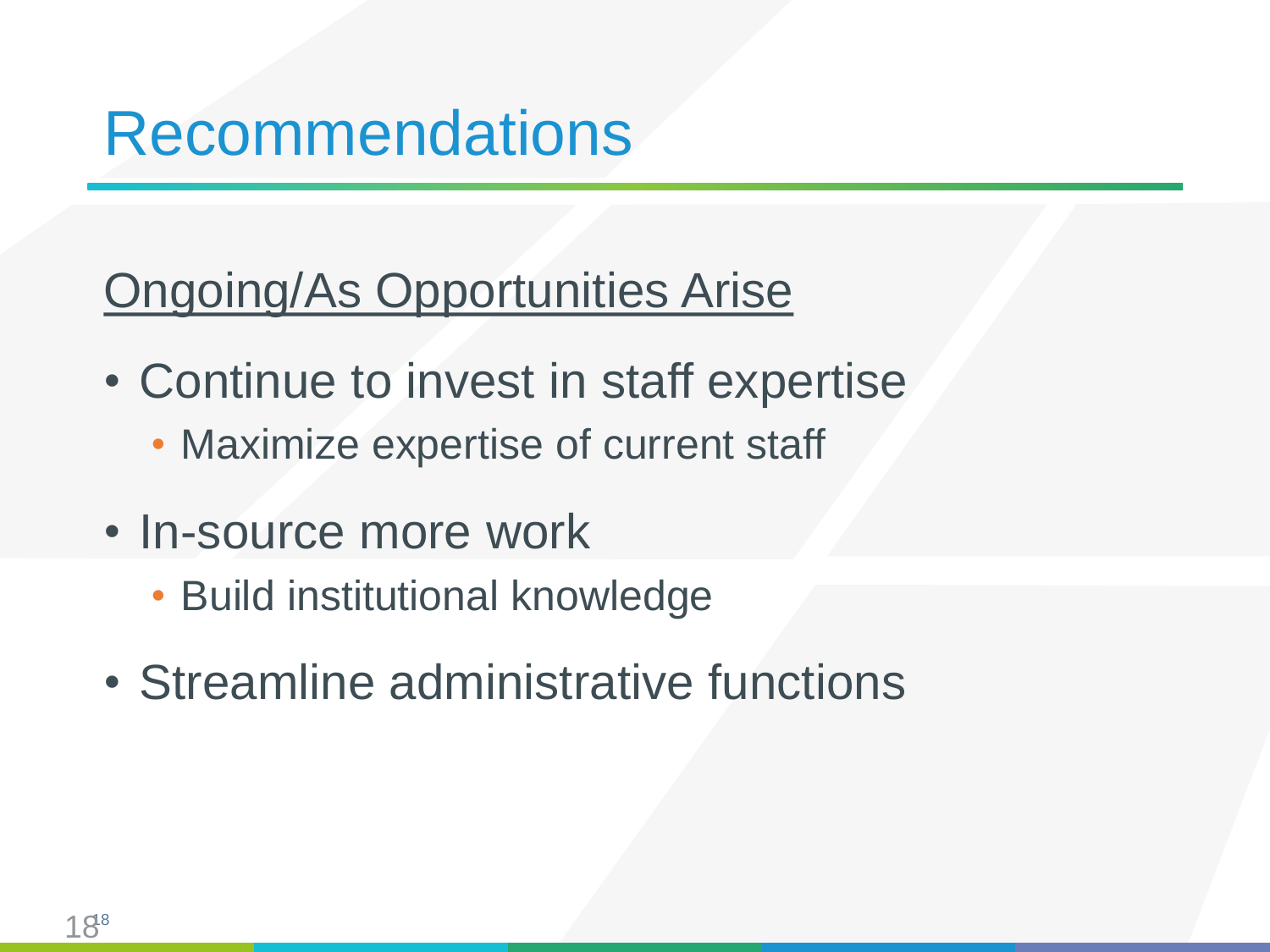# Recommendations

Ongoing/As Opportunities Arise

- Continue to invest in staff expertise
  - Maximize expertise of current staff
- In-source more work
  - Build institutional knowledge
- Streamline administrative functions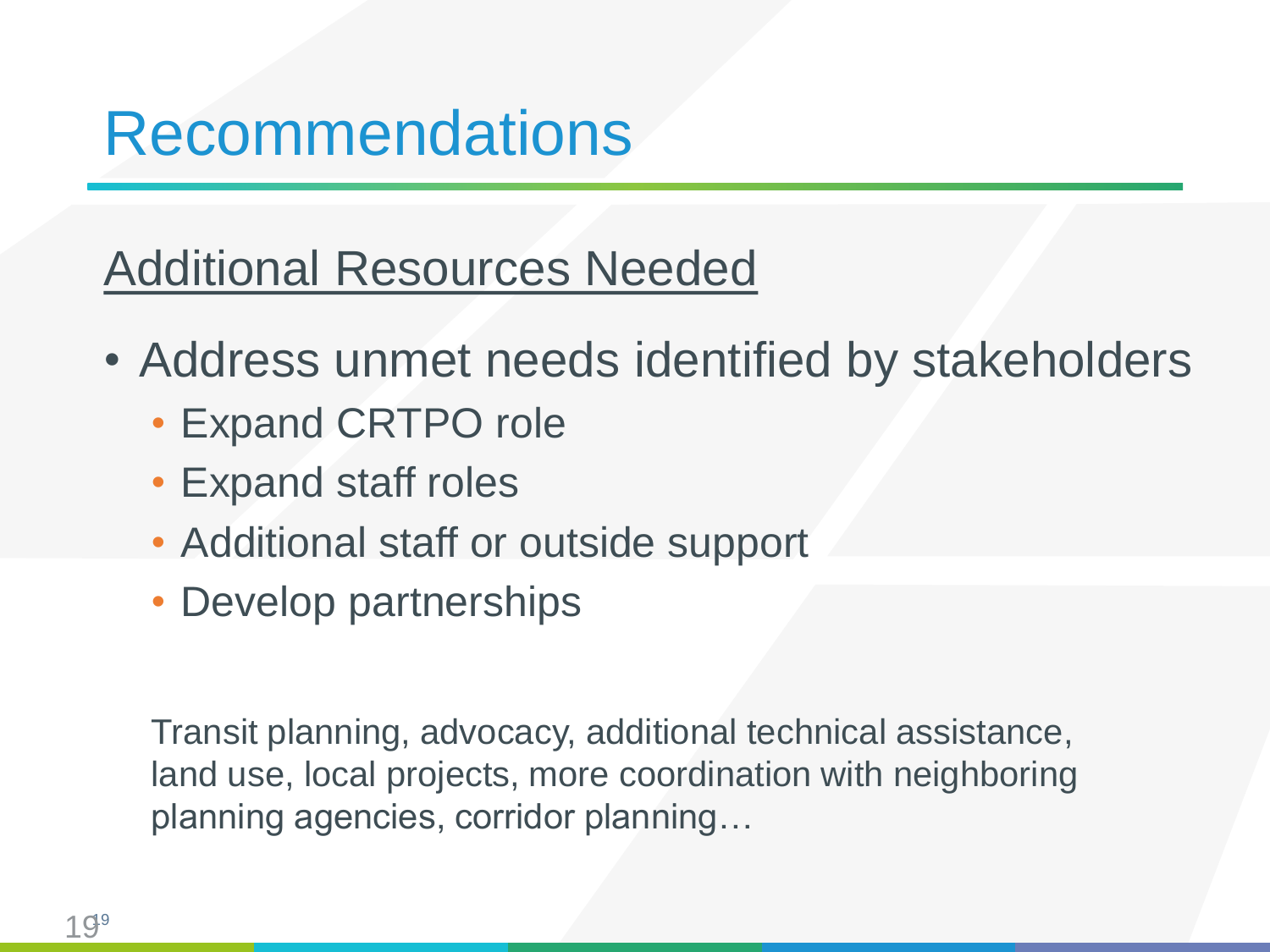# Recommendations

## Additional Resources Needed

- Address unmet needs identified by stakeholders
  - Expand CRTPO role
  - Expand staff roles
  - Additional staff or outside support
  - Develop partnerships

Transit planning, advocacy, additional technical assistance, land use, local projects, more coordination with neighboring planning agencies, corridor planning…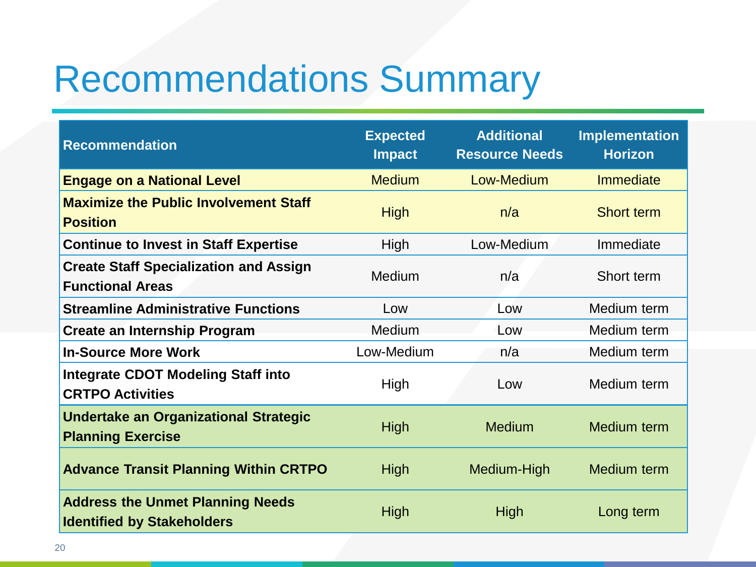# Recommendations Summary

| Recommendation | Expected Impact | Additional Resource Needs | Implementation Horizon |
|---|---|---|---|
| **Engage on a National Level** | Medium | Low-Medium | Immediate |
| **Maximize the Public Involvement Staff Position** | High | n/a | Short term |
| **Continue to Invest in Staff Expertise** | High | Low-Medium | Immediate |
| **Create Staff Specialization and Assign Functional Areas** | Medium | n/a | Short term |
| **Streamline Administrative Functions** | Low | Low | Medium term |
| **Create an Internship Program** | Medium | Low | Medium term |
| **In-Source More Work** | Low-Medium | n/a | Medium term |
| **Integrate CDOT Modeling Staff into CRTPO Activities** | High | Low | Medium term |
| **Undertake an Organizational Strategic Planning Exercise** | High | Medium | Medium term |
| **Advance Transit Planning Within CRTPO** | High | Medium-High | Medium term |
| **Address the Unmet Planning Needs Identified by Stakeholders** | High | High | Long term |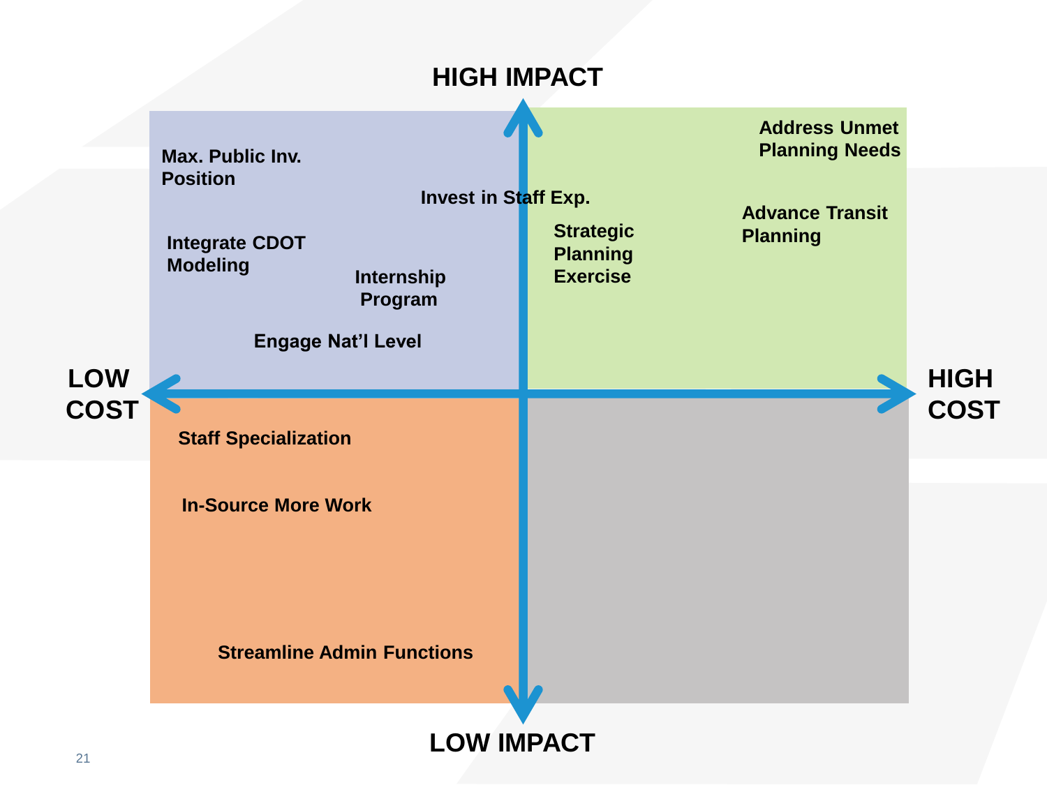HIGH IMPACT

LOW COST

HIGH COST

LOW IMPACT

**High Impact / Low Cost**

- Max. Public Inv. Position
- Invest in Staff Exp.
- Integrate CDOT Modeling
- Internship Program
- Engage Nat'l Level

**High Impact / High Cost**

- Address Unmet Planning Needs
- Advance Transit Planning
- Strategic Planning Exercise

**Low Impact / Low Cost**

- Staff Specialization
- In-Source More Work
- Streamline Admin Functions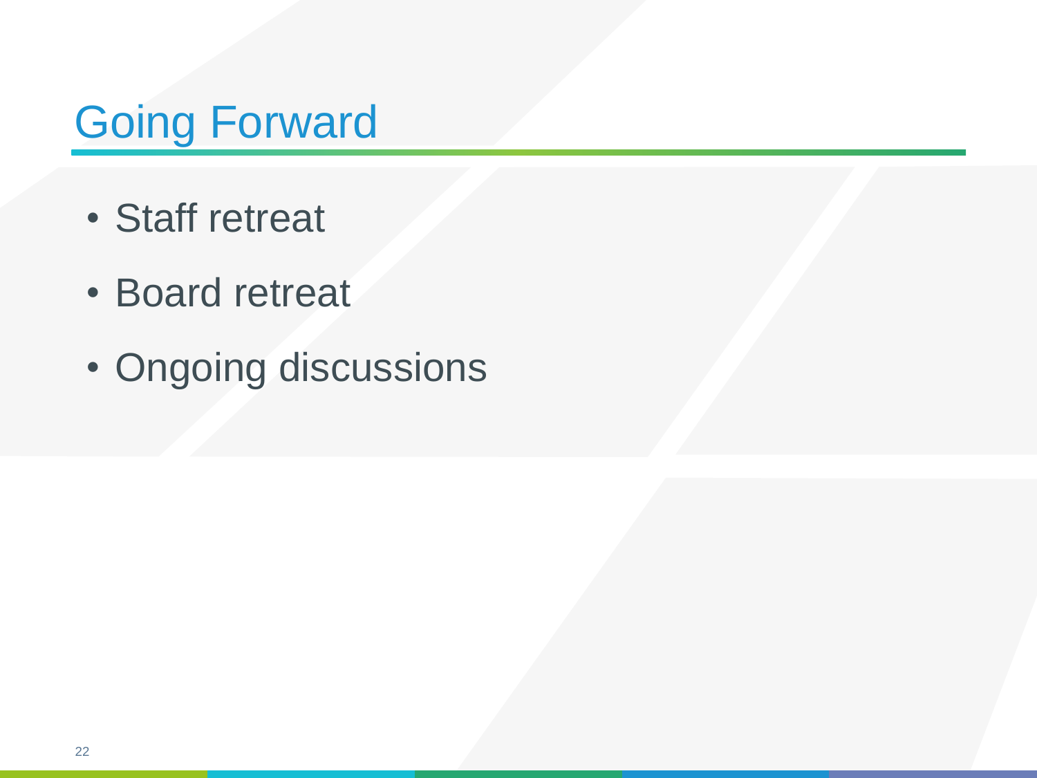# Going Forward

- Staff retreat
- Board retreat
- Ongoing discussions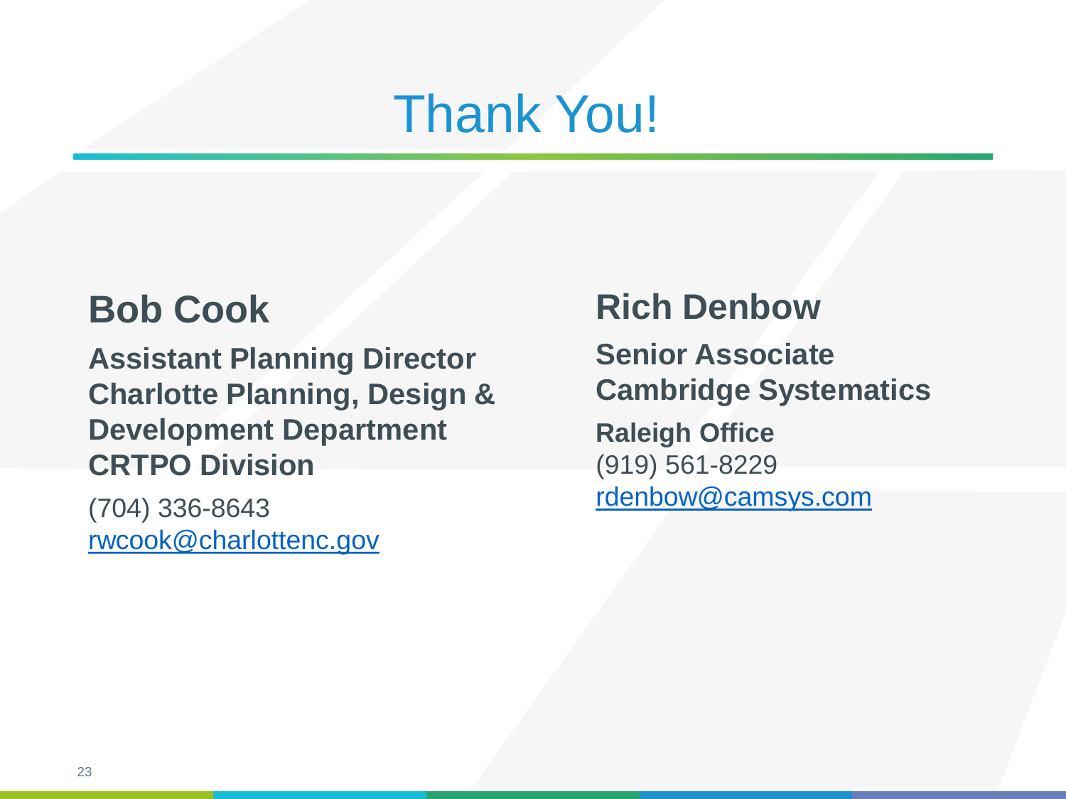# Thank You!

## Bob Cook

**Assistant Planning Director**
**Charlotte Planning, Design & Development Department**
**CRTPO Division**

(704) 336-8643
rwcook@charlottenc.gov

## Rich Denbow

**Senior Associate**
**Cambridge Systematics**

**Raleigh Office**
(919) 561-8229
rdenbow@camsys.com